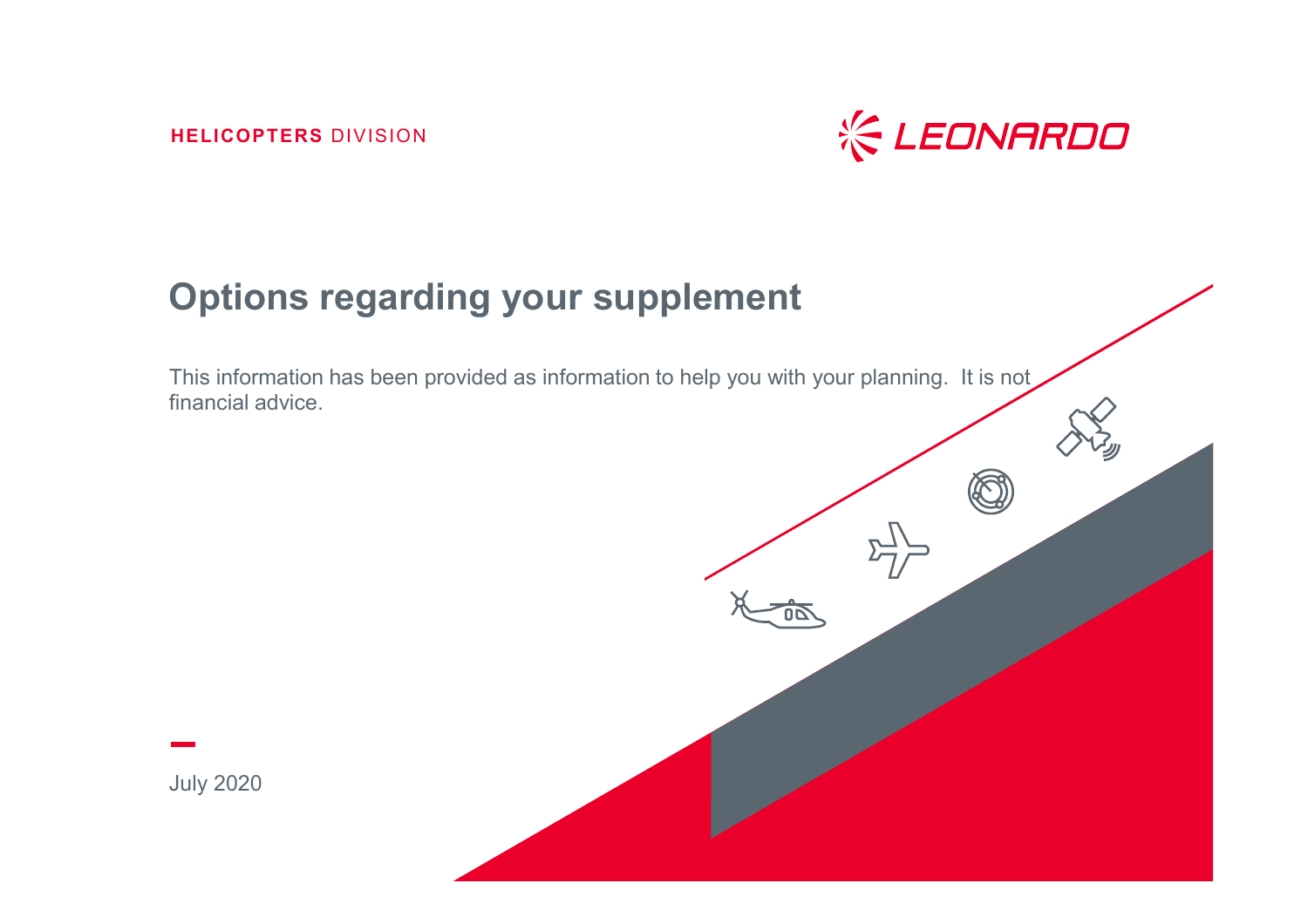**HELICOPTERS** DIVISION

LEONARDO

# Options regarding your supplement

This information has been provided as information to help you with your planning. It is not financial advice.

July 2020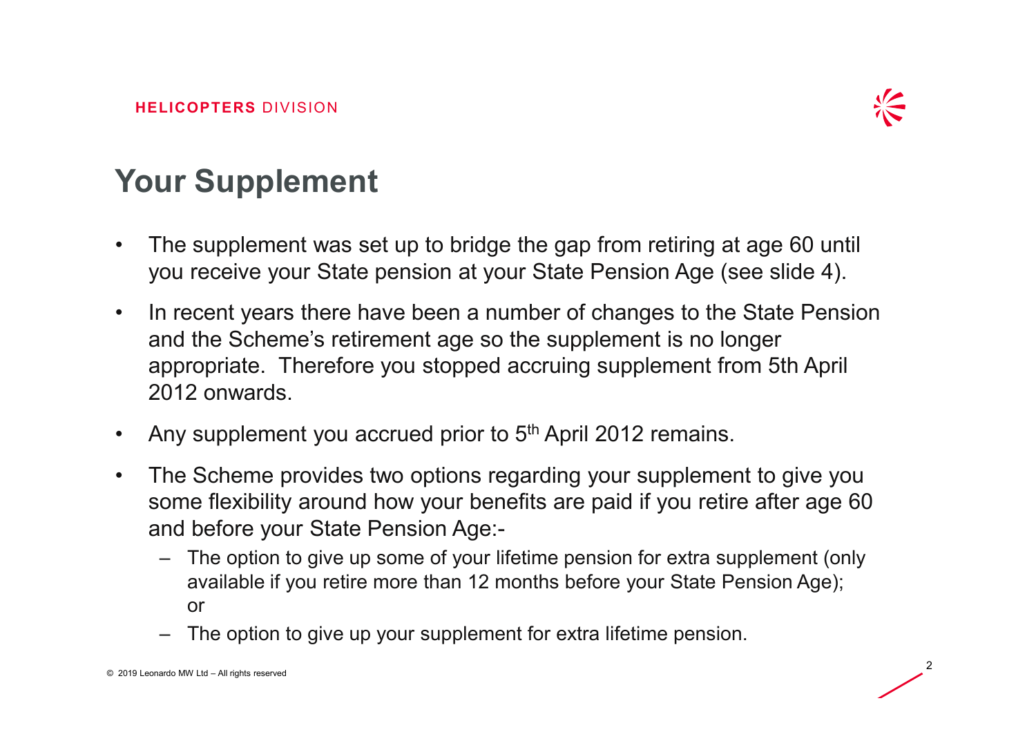# Your Supplement

- The supplement was set up to bridge the gap from retiring at age 60 until you receive your State pension at your State Pension Age (see slide 4).
- In recent years there have been a number of changes to the State Pension and the Scheme's retirement age so the supplement is no longer appropriate. Therefore you stopped accruing supplement from 5th April 2012 onwards.
- Any supplement you accrued prior to 5th April 2012 remains.
- The Scheme provides two options regarding your supplement to give you some flexibility around how your benefits are paid if you retire after age 60 and before your State Pension Age:-
  - The option to give up some of your lifetime pension for extra supplement (only available if you retire more than 12 months before your State Pension Age); or
  - The option to give up your supplement for extra lifetime pension.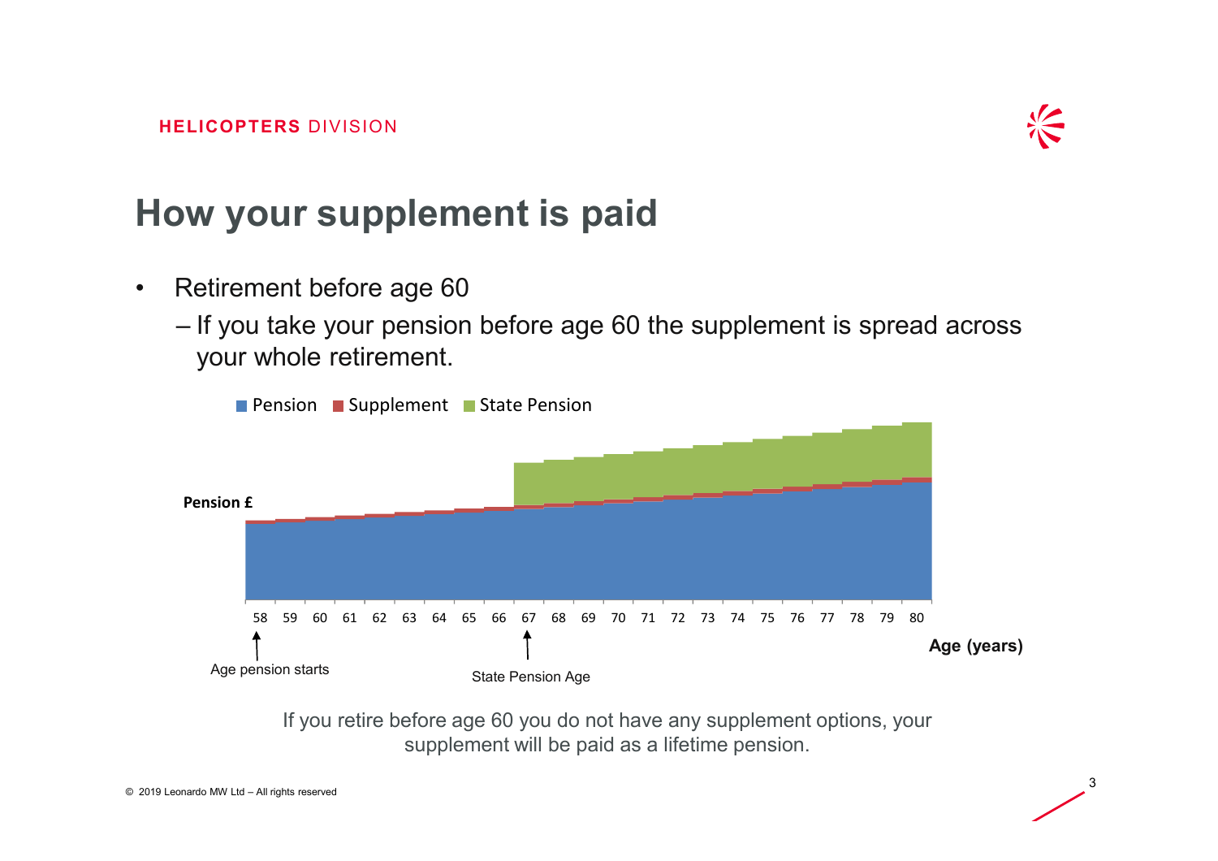## How your supplement is paid

- Retirement before age 60
  - If you take your pension before age 60 the supplement is spread across your whole retirement.

Pension · Supplement · State Pension

Pension £

58 59 60 61 62 63 64 65 66 67 68 69 70 71 72 73 74 75 76 77 78 79 80

Age (years)

Age pension starts

State Pension Age

If you retire before age 60 you do not have any supplement options, your supplement will be paid as a lifetime pension.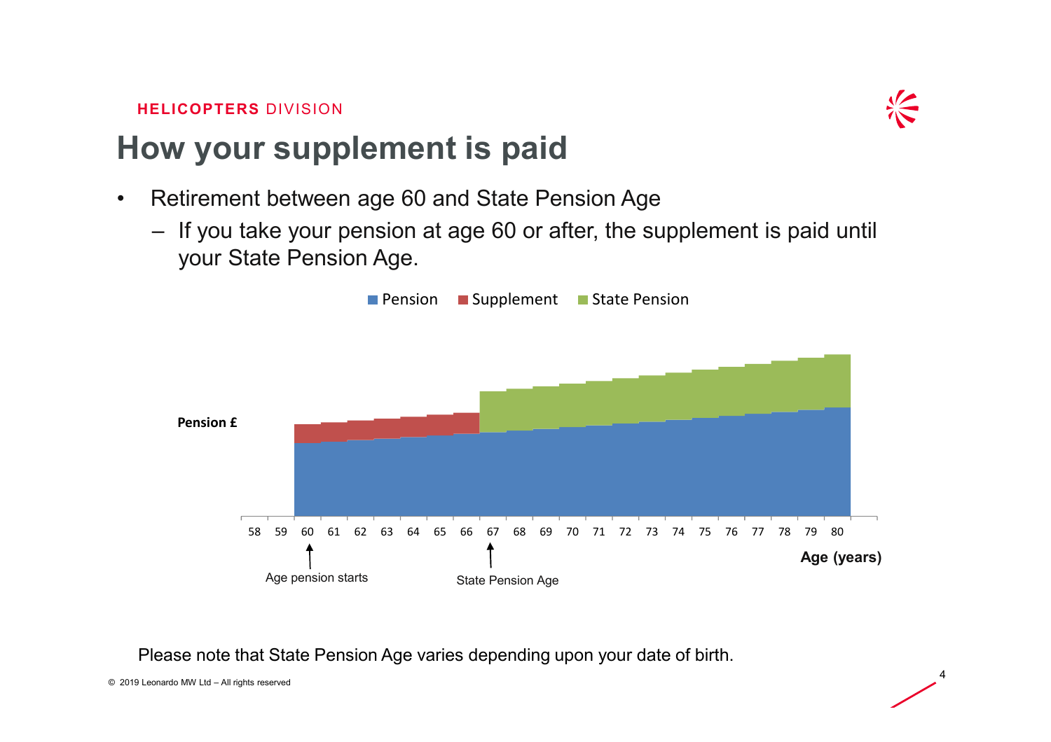HELICOPTERS DIVISION

# How your supplement is paid

- Retirement between age 60 and State Pension Age
  - If you take your pension at age 60 or after, the supplement is paid until your State Pension Age.

Please note that State Pension Age varies depending upon your date of birth.

© 2019 Leonardo MW Ltd – All rights reserved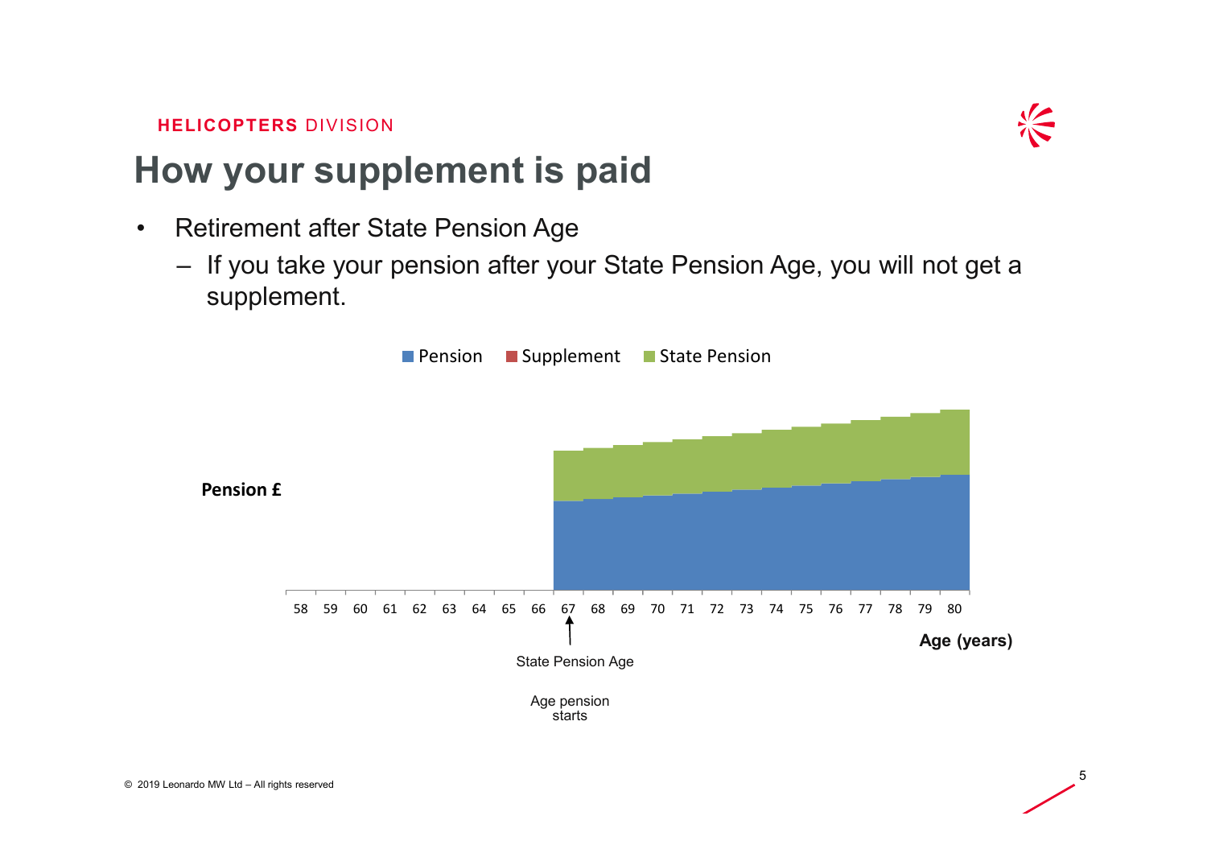HELICOPTERS DIVISION

# How your supplement is paid

- Retirement after State Pension Age
  - If you take your pension after your State Pension Age, you will not get a supplement.

Pension | Supplement | State Pension

Pension £

58 59 60 61 62 63 64 65 66 67 68 69 70 71 72 73 74 75 76 77 78 79 80

Age (years)

State Pension Age

Age pension starts

© 2019 Leonardo MW Ltd – All rights reserved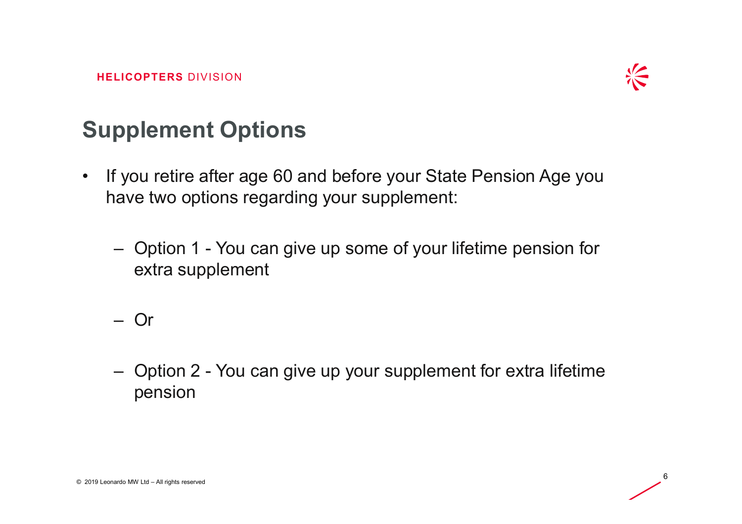## Supplement Options

- If you retire after age 60 and before your State Pension Age you have two options regarding your supplement:
  - Option 1 - You can give up some of your lifetime pension for extra supplement
  - Or
  - Option 2 - You can give up your supplement for extra lifetime pension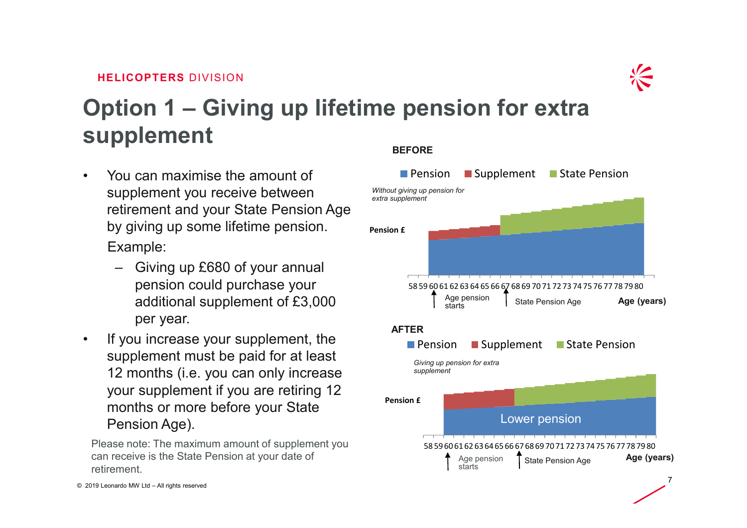# Option 1 – Giving up lifetime pension for extra supplement

- You can maximise the amount of supplement you receive between retirement and your State Pension Age by giving up some lifetime pension.

  Example:

  - Giving up £680 of your annual pension could purchase your additional supplement of £3,000 per year.

- If you increase your supplement, the supplement must be paid for at least 12 months (i.e. you can only increase your supplement if you are retiring 12 months or more before your State Pension Age).

Please note: The maximum amount of supplement you can receive is the State Pension at your date of retirement.

**BEFORE**

Pension | Supplement | State Pension

*Without giving up pension for extra supplement*

Pension £

58 59 60 61 62 63 64 65 66 67 68 69 70 71 72 73 74 75 76 77 78 79 80

Age pension starts — State Pension Age — **Age (years)**

**AFTER**

Pension | Supplement | State Pension

*Giving up pension for extra supplement*

Pension £

Lower pension

58 59 60 61 62 63 64 65 66 67 68 69 70 71 72 73 74 75 76 77 78 79 80

Age pension starts — State Pension Age — **Age (years)**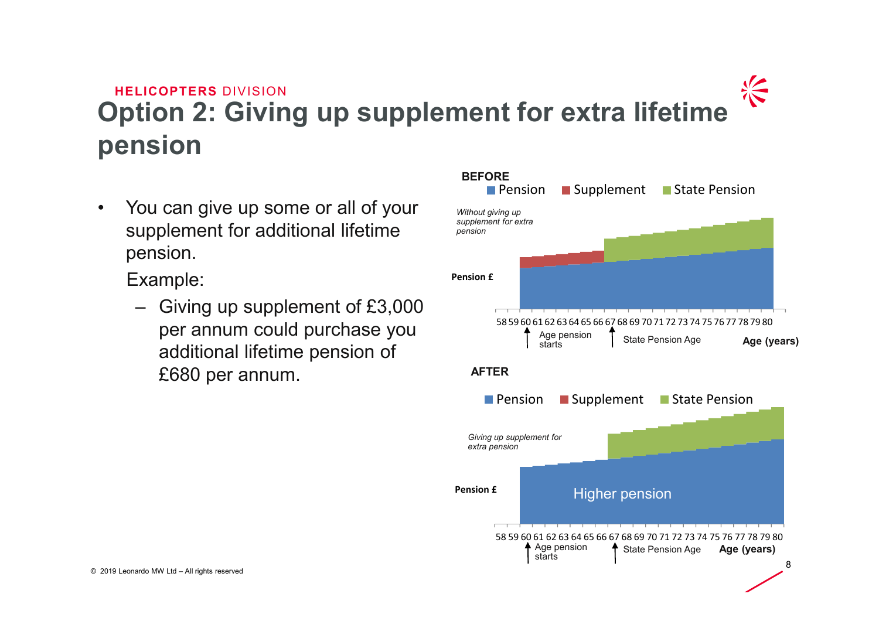HELICOPTERS DIVISION

# Option 2: Giving up supplement for extra lifetime pension

- You can give up some or all of your supplement for additional lifetime pension.

  Example:

  - Giving up supplement of £3,000 per annum could purchase you additional lifetime pension of £680 per annum.

**BEFORE**

Pension | Supplement | State Pension

*Without giving up supplement for extra pension*

Pension £

58 59 60 61 62 63 64 65 66 67 68 69 70 71 72 73 74 75 76 77 78 79 80

Age pension starts | State Pension Age | **Age (years)**

**AFTER**

Pension | Supplement | State Pension

*Giving up supplement for extra pension*

Pension £

Higher pension

58 59 60 61 62 63 64 65 66 67 68 69 70 71 72 73 74 75 76 77 78 79 80

Age pension starts | State Pension Age | **Age (years)**

© 2019 Leonardo MW Ltd – All rights reserved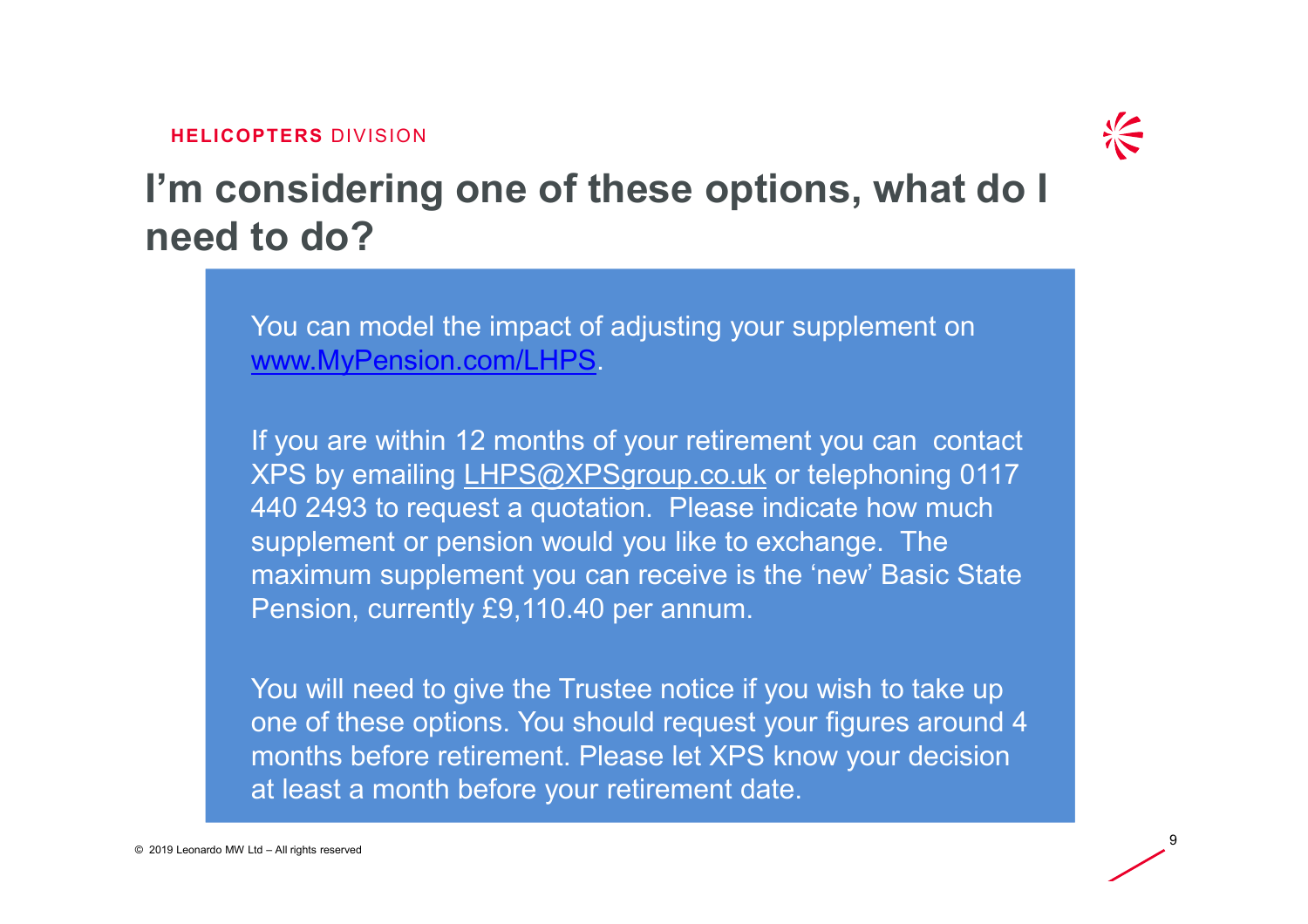# I'm considering one of these options, what do I need to do?

You can model the impact of adjusting your supplement on [www.MyPension.com/LHPS](http://www.MyPension.com/LHPS).

If you are within 12 months of your retirement you can contact XPS by emailing LHPS@XPSgroup.co.uk or telephoning 0117 440 2493 to request a quotation. Please indicate how much supplement or pension would you like to exchange. The maximum supplement you can receive is the 'new' Basic State Pension, currently £9,110.40 per annum.

You will need to give the Trustee notice if you wish to take up one of these options. You should request your figures around 4 months before retirement. Please let XPS know your decision at least a month before your retirement date.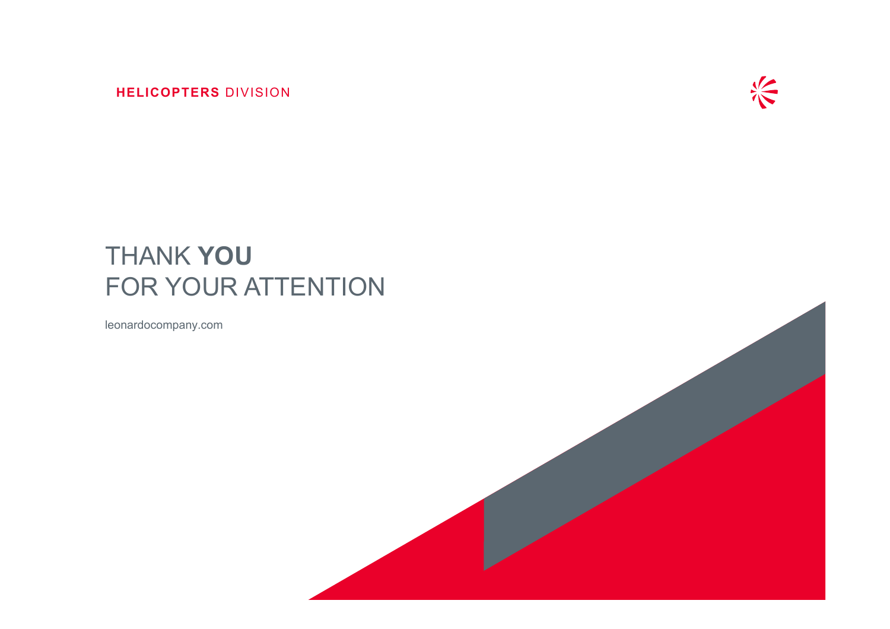**HELICOPTERS** DIVISION

# THANK **YOU**
# FOR YOUR ATTENTION

leonardocompany.com